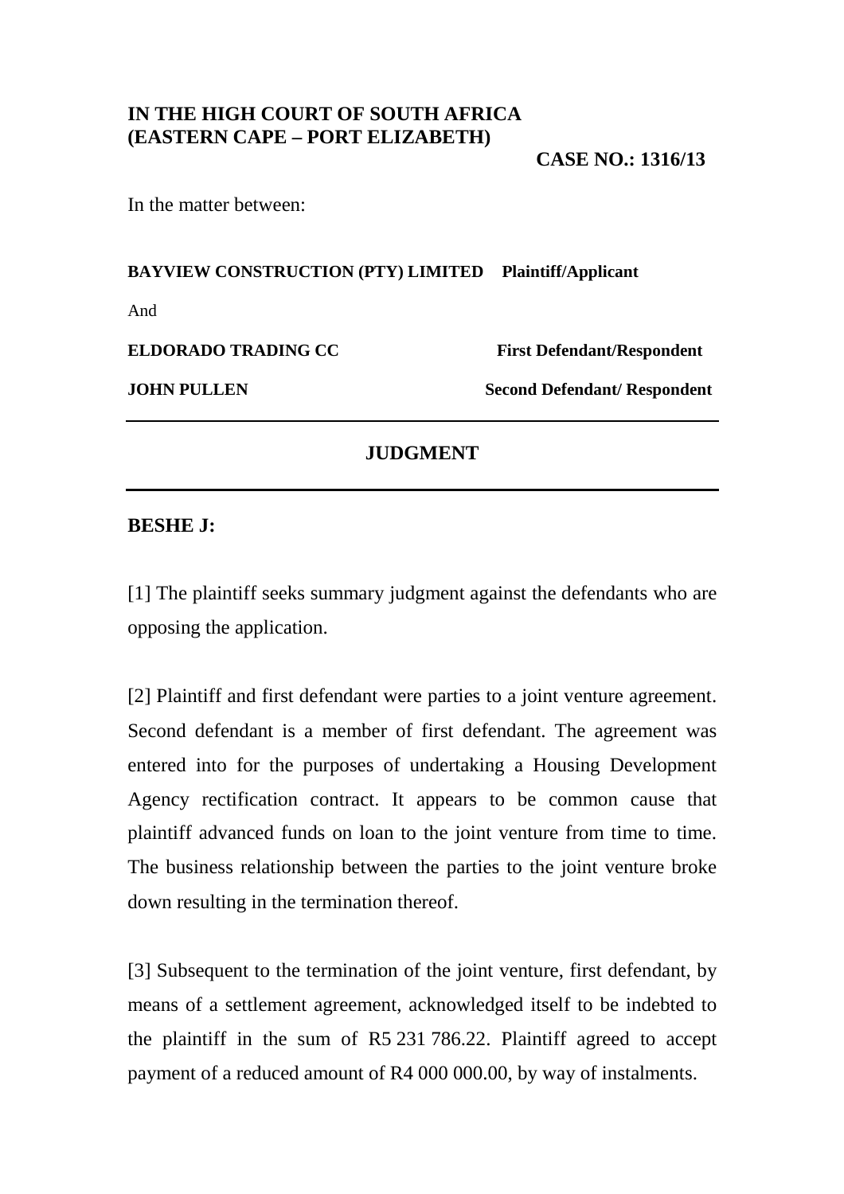**IN THE HIGH COURT OF SOUTH AFRICA**
**(EASTERN CAPE – PORT ELIZABETH)**

**CASE NO.: 1316/13**

In the matter between:

**BAYVIEW CONSTRUCTION (PTY) LIMITED** **Plaintiff/Applicant**

And

**ELDORADO TRADING CC** **First Defendant/Respondent**

**JOHN PULLEN** **Second Defendant/ Respondent**

---

**JUDGMENT**

---

**BESHE J:**

[1] The plaintiff seeks summary judgment against the defendants who are opposing the application.

[2] Plaintiff and first defendant were parties to a joint venture agreement. Second defendant is a member of first defendant. The agreement was entered into for the purposes of undertaking a Housing Development Agency rectification contract. It appears to be common cause that plaintiff advanced funds on loan to the joint venture from time to time. The business relationship between the parties to the joint venture broke down resulting in the termination thereof.

[3] Subsequent to the termination of the joint venture, first defendant, by means of a settlement agreement, acknowledged itself to be indebted to the plaintiff in the sum of R5 231 786.22. Plaintiff agreed to accept payment of a reduced amount of R4 000 000.00, by way of instalments.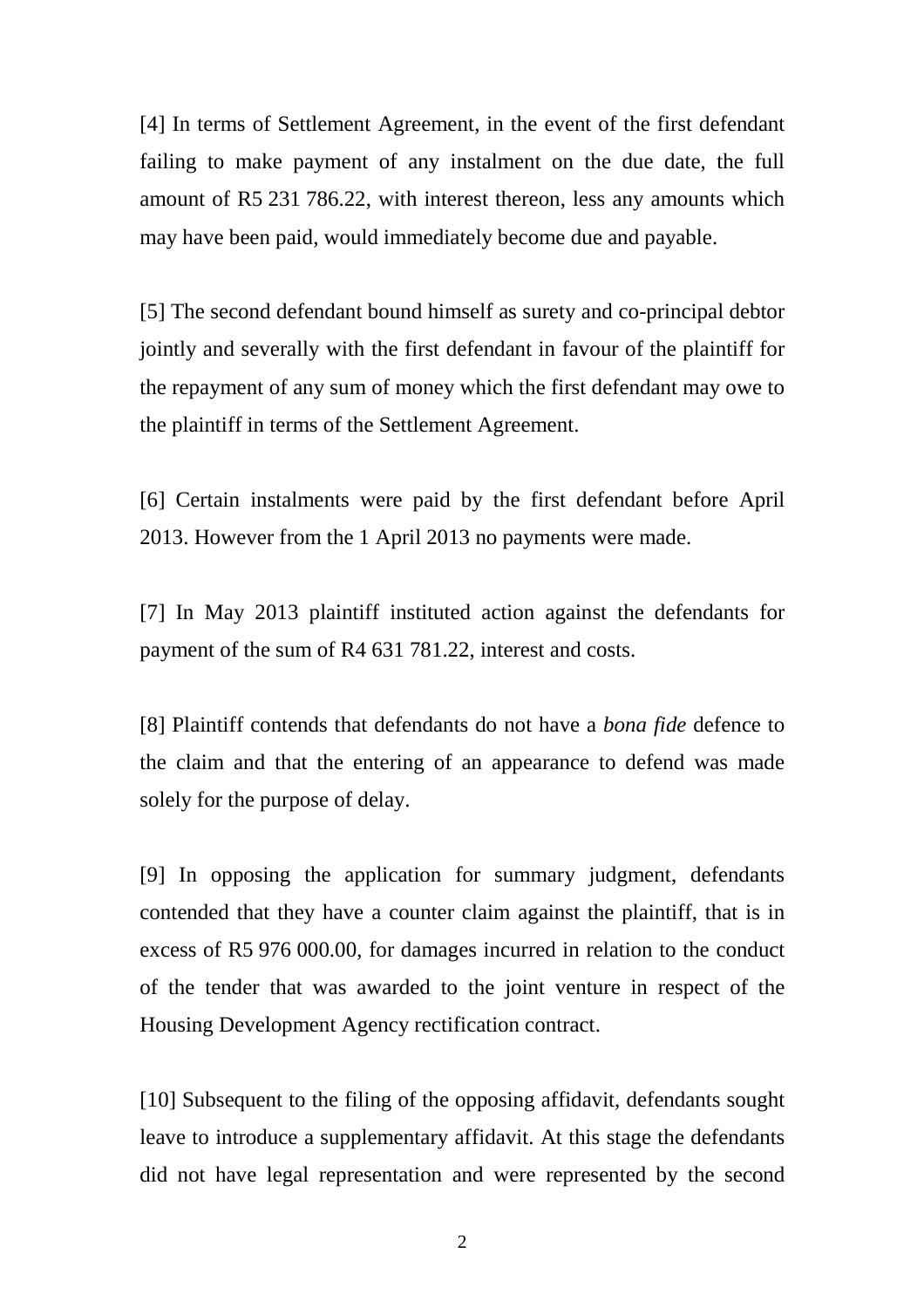[4] In terms of Settlement Agreement, in the event of the first defendant failing to make payment of any instalment on the due date, the full amount of R5 231 786.22, with interest thereon, less any amounts which may have been paid, would immediately become due and payable.

[5] The second defendant bound himself as surety and co-principal debtor jointly and severally with the first defendant in favour of the plaintiff for the repayment of any sum of money which the first defendant may owe to the plaintiff in terms of the Settlement Agreement.

[6] Certain instalments were paid by the first defendant before April 2013. However from the 1 April 2013 no payments were made.

[7] In May 2013 plaintiff instituted action against the defendants for payment of the sum of R4 631 781.22, interest and costs.

[8] Plaintiff contends that defendants do not have a *bona fide* defence to the claim and that the entering of an appearance to defend was made solely for the purpose of delay.

[9] In opposing the application for summary judgment, defendants contended that they have a counter claim against the plaintiff, that is in excess of R5 976 000.00, for damages incurred in relation to the conduct of the tender that was awarded to the joint venture in respect of the Housing Development Agency rectification contract.

[10] Subsequent to the filing of the opposing affidavit, defendants sought leave to introduce a supplementary affidavit. At this stage the defendants did not have legal representation and were represented by the second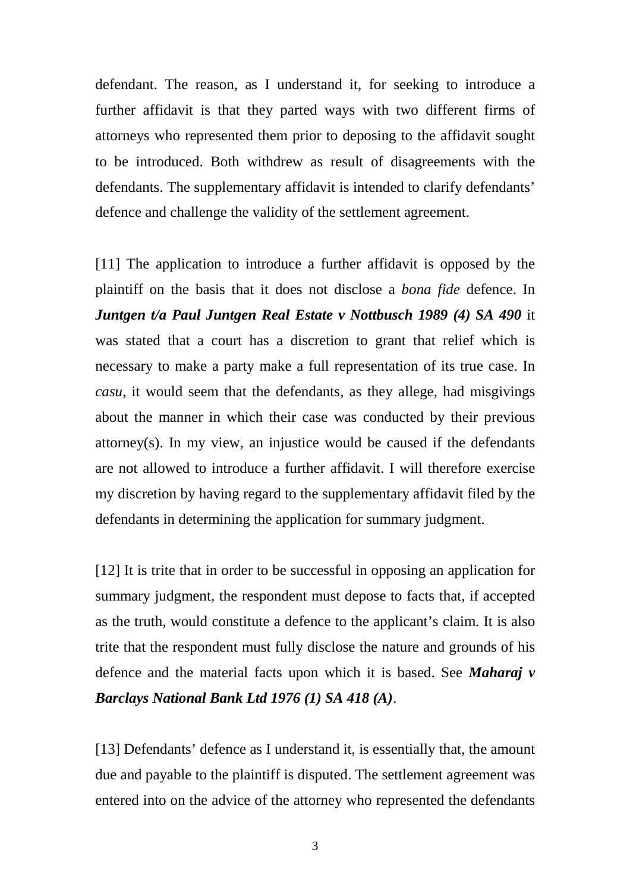defendant. The reason, as I understand it, for seeking to introduce a further affidavit is that they parted ways with two different firms of attorneys who represented them prior to deposing to the affidavit sought to be introduced. Both withdrew as result of disagreements with the defendants. The supplementary affidavit is intended to clarify defendants' defence and challenge the validity of the settlement agreement.

[11] The application to introduce a further affidavit is opposed by the plaintiff on the basis that it does not disclose a *bona fide* defence. In ***Juntgen t/a Paul Juntgen Real Estate v Nottbusch 1989 (4) SA 490*** it was stated that a court has a discretion to grant that relief which is necessary to make a party make a full representation of its true case. In *casu*, it would seem that the defendants, as they allege, had misgivings about the manner in which their case was conducted by their previous attorney(s). In my view, an injustice would be caused if the defendants are not allowed to introduce a further affidavit. I will therefore exercise my discretion by having regard to the supplementary affidavit filed by the defendants in determining the application for summary judgment.

[12] It is trite that in order to be successful in opposing an application for summary judgment, the respondent must depose to facts that, if accepted as the truth, would constitute a defence to the applicant's claim. It is also trite that the respondent must fully disclose the nature and grounds of his defence and the material facts upon which it is based. See ***Maharaj v Barclays National Bank Ltd 1976 (1) SA 418 (A)***.

[13] Defendants' defence as I understand it, is essentially that, the amount due and payable to the plaintiff is disputed. The settlement agreement was entered into on the advice of the attorney who represented the defendants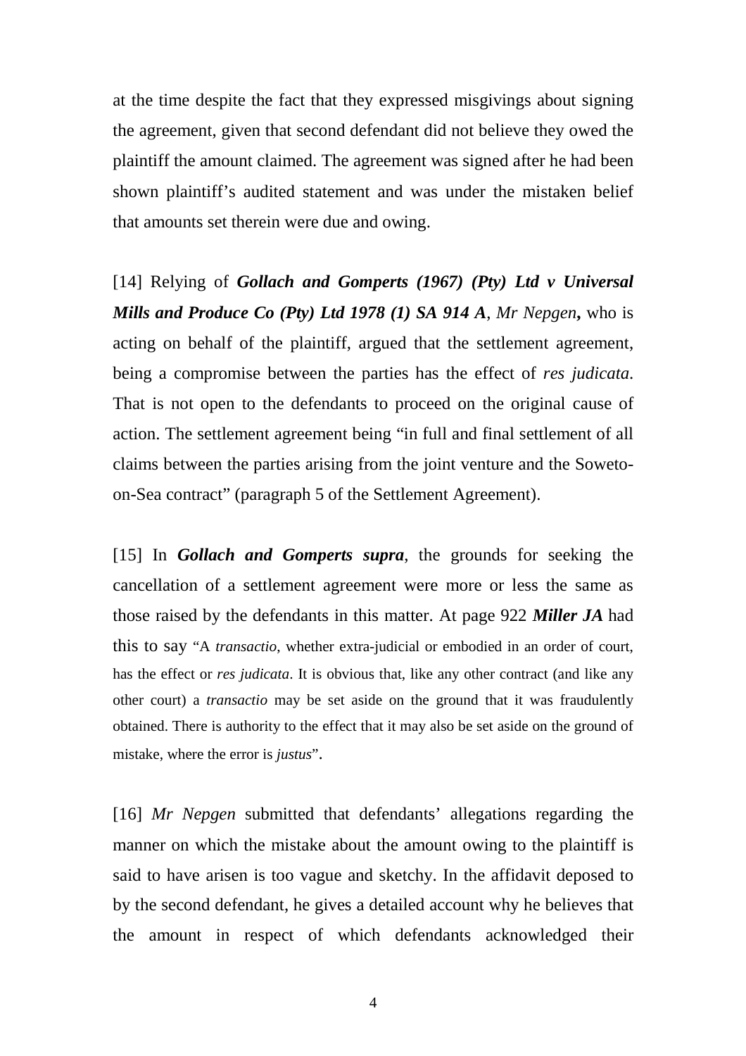at the time despite the fact that they expressed misgivings about signing the agreement, given that second defendant did not believe they owed the plaintiff the amount claimed. The agreement was signed after he had been shown plaintiff's audited statement and was under the mistaken belief that amounts set therein were due and owing.

[14] Relying of ***Gollach and Gomperts (1967) (Pty) Ltd v Universal Mills and Produce Co (Pty) Ltd 1978 (1) SA 914 A***, *Mr Nepgen***,** who is acting on behalf of the plaintiff, argued that the settlement agreement, being a compromise between the parties has the effect of *res judicata*. That is not open to the defendants to proceed on the original cause of action. The settlement agreement being "in full and final settlement of all claims between the parties arising from the joint venture and the Soweto-on-Sea contract" (paragraph 5 of the Settlement Agreement).

[15] In ***Gollach and Gomperts supra***, the grounds for seeking the cancellation of a settlement agreement were more or less the same as those raised by the defendants in this matter. At page 922 ***Miller JA*** had this to say "A *transactio*, whether extra-judicial or embodied in an order of court, has the effect or *res judicata*. It is obvious that, like any other contract (and like any other court) a *transactio* may be set aside on the ground that it was fraudulently obtained. There is authority to the effect that it may also be set aside on the ground of mistake, where the error is *justus*".

[16] *Mr Nepgen* submitted that defendants' allegations regarding the manner on which the mistake about the amount owing to the plaintiff is said to have arisen is too vague and sketchy. In the affidavit deposed to by the second defendant, he gives a detailed account why he believes that the amount in respect of which defendants acknowledged their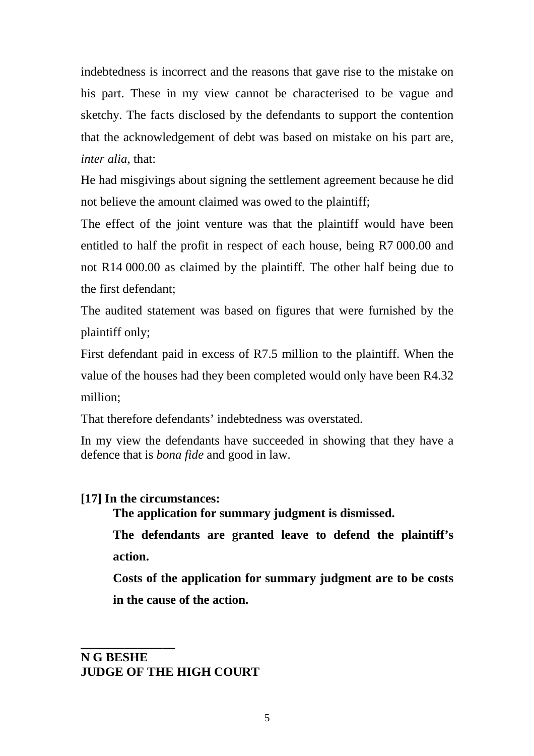indebtedness is incorrect and the reasons that gave rise to the mistake on his part. These in my view cannot be characterised to be vague and sketchy. The facts disclosed by the defendants to support the contention that the acknowledgement of debt was based on mistake on his part are, *inter alia*, that:

He had misgivings about signing the settlement agreement because he did not believe the amount claimed was owed to the plaintiff;

The effect of the joint venture was that the plaintiff would have been entitled to half the profit in respect of each house, being R7 000.00 and not R14 000.00 as claimed by the plaintiff. The other half being due to the first defendant;

The audited statement was based on figures that were furnished by the plaintiff only;

First defendant paid in excess of R7.5 million to the plaintiff. When the value of the houses had they been completed would only have been R4.32 million;

That therefore defendants' indebtedness was overstated.

In my view the defendants have succeeded in showing that they have a defence that is *bona fide* and good in law.

**[17] In the circumstances:**

**The application for summary judgment is dismissed.**

**The defendants are granted leave to defend the plaintiff's action.**

**Costs of the application for summary judgment are to be costs in the cause of the action.**

**_______________**

**N G BESHE**
**JUDGE OF THE HIGH COURT**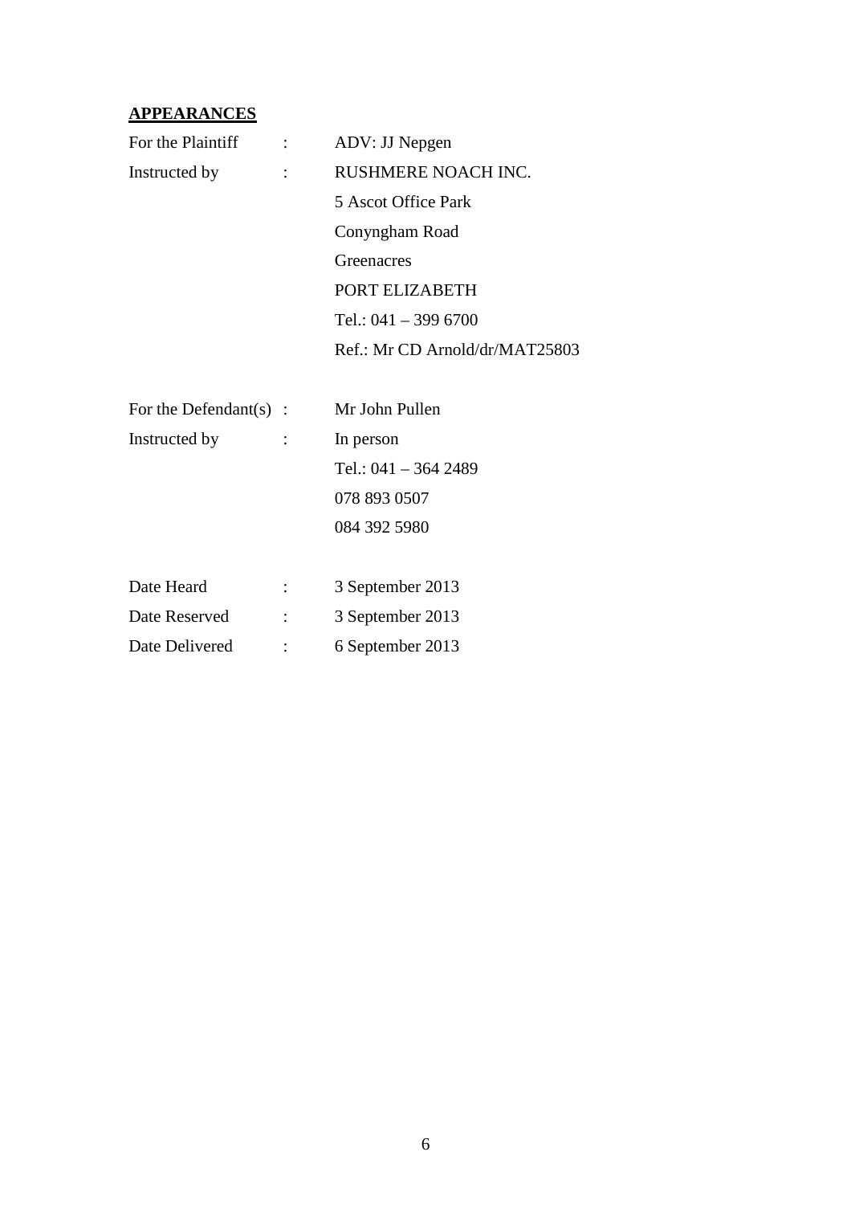**APPEARANCES**

| | | |
|---|---|---|
| For the Plaintiff | : | ADV: JJ Nepgen |
| Instructed by | : | RUSHMERE NOACH INC. |
| | | 5 Ascot Office Park |
| | | Conyngham Road |
| | | Greenacres |
| | | PORT ELIZABETH |
| | | Tel.: 041 – 399 6700 |
| | | Ref.: Mr CD Arnold/dr/MAT25803 |
| | | |
| For the Defendant(s) | : | Mr John Pullen |
| Instructed by | : | In person |
| | | Tel.: 041 – 364 2489 |
| | | 078 893 0507 |
| | | 084 392 5980 |
| | | |
| Date Heard | : | 3 September 2013 |
| Date Reserved | : | 3 September 2013 |
| Date Delivered | : | 6 September 2013 |